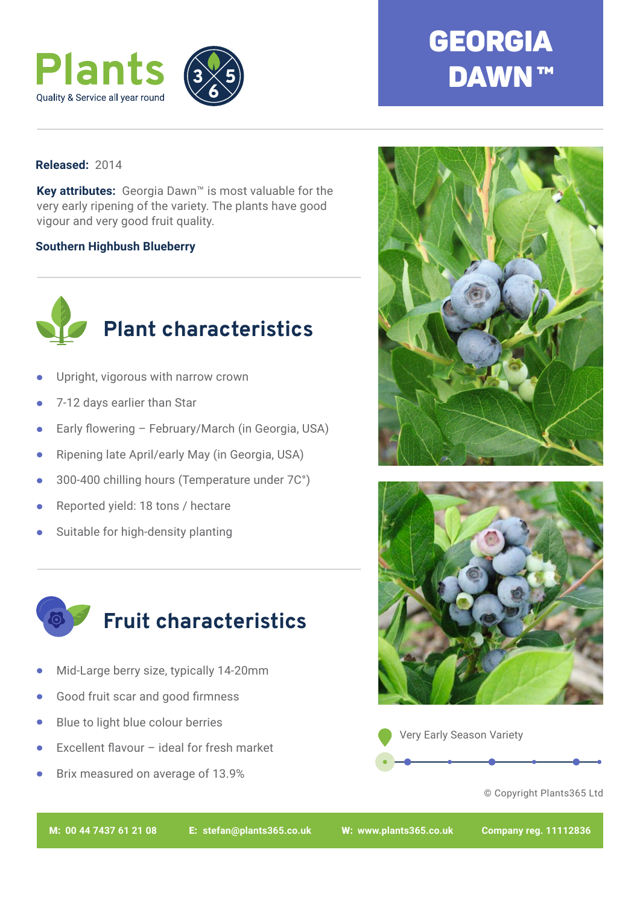Plants 365

Quality & Service all year round

# GEORGIA DAWN™

**Released:** 2014

**Key attributes:** Georgia Dawn™ is most valuable for the very early ripening of the variety. The plants have good vigour and very good fruit quality.

**Southern Highbush Blueberry**

## Plant characteristics

- Upright, vigorous with narrow crown
- 7-12 days earlier than Star
- Early flowering – February/March (in Georgia, USA)
- Ripening late April/early May (in Georgia, USA)
- 300-400 chilling hours (Temperature under 7C°)
- Reported yield: 18 tons / hectare
- Suitable for high-density planting

## Fruit characteristics

- Mid-Large berry size, typically 14-20mm
- Good fruit scar and good firmness
- Blue to light blue colour berries
- Excellent flavour – ideal for fresh market
- Brix measured on average of 13.9%

Very Early Season Variety

© Copyright Plants365 Ltd

**M: 00 44 7437 61 21 08** **E: stefan@plants365.co.uk** **W: www.plants365.co.uk** **Company reg. 11112836**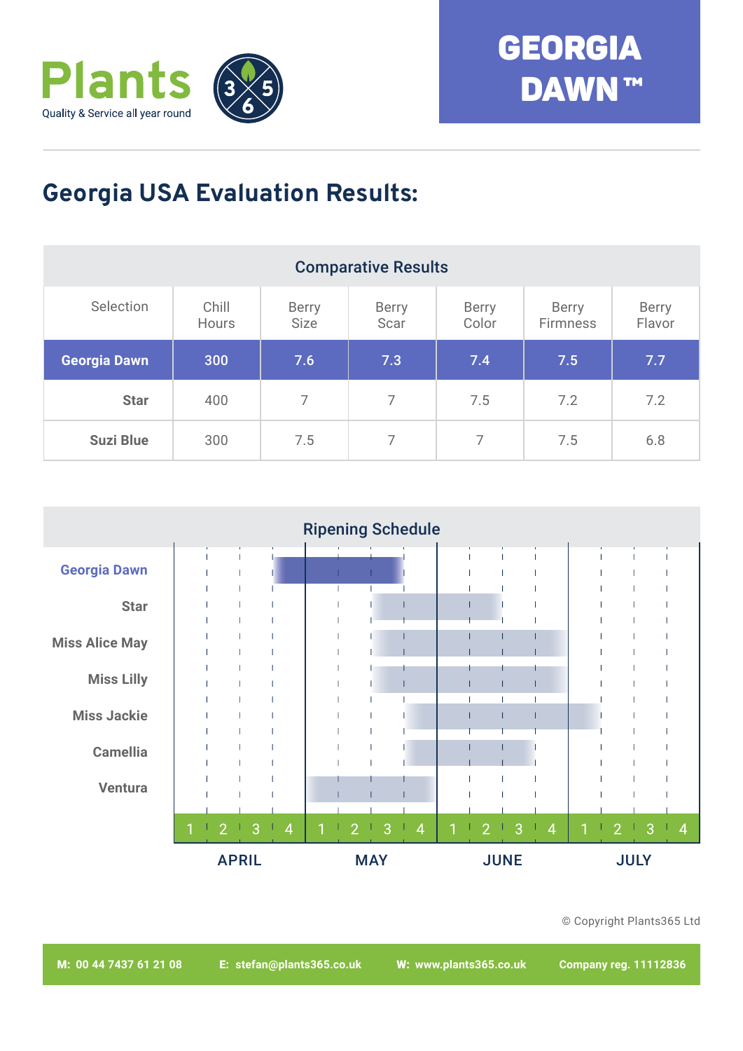Plants
Quality & Service all year round

# GEORGIA DAWN ™

## Georgia USA Evaluation Results:

| Comparative Results | | | | | | |
|---|---|---|---|---|---|---|
| Selection | Chill Hours | Berry Size | Berry Scar | Berry Color | Berry Firmness | Berry Flavor |
| **Georgia Dawn** | 300 | 7.6 | 7.3 | 7.4 | 7.5 | 7.7 |
| **Star** | 400 | 7 | 7 | 7.5 | 7.2 | 7.2 |
| **Suzi Blue** | 300 | 7.5 | 7 | 7 | 7.5 | 6.8 |

Ripening Schedule

Georgia Dawn
Star
Miss Alice May
Miss Lilly
Miss Jackie
Camellia
Ventura

1 2 3 4 1 2 3 4 1 2 3 4 1 2 3 4

APRIL MAY JUNE JULY

© Copyright Plants365 Ltd

**M:** 00 44 7437 61 21 08 **E:** stefan@plants365.co.uk **W:** www.plants365.co.uk Company reg. 11112836